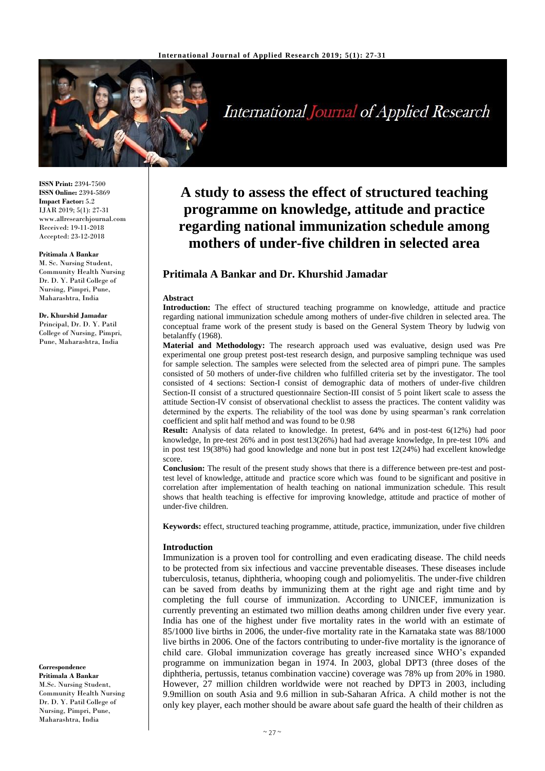**ISSN Print:** 2394-7500
**ISSN Online:** 2394-5869
**Impact Factor:** 5.2
IJAR 2019; 5(1): 27-31
www.allresearchjournal.com
Received: 19-11-2018
Accepted: 23-12-2018

**Pritimala A Bankar**
M. Sc. Nursing Student, Community Health Nursing Dr. D. Y. Patil College of Nursing, Pimpri, Pune, Maharashtra, India

**Dr. Khurshid Jamadar**
Principal, Dr. D. Y. Patil College of Nursing, Pimpri, Pune, Maharashtra, India

**Correspondence**
**Pritimala A Bankar**
M.Sc. Nursing Student, Community Health Nursing Dr. D. Y. Patil College of Nursing, Pimpri, Pune, Maharashtra, India

# A study to assess the effect of structured teaching programme on knowledge, attitude and practice regarding national immunization schedule among mothers of under-five children in selected area

## Pritimala A Bankar and Dr. Khurshid Jamadar

### Abstract

**Introduction:** The effect of structured teaching programme on knowledge, attitude and practice regarding national immunization schedule among mothers of under-five children in selected area. The conceptual frame work of the present study is based on the General System Theory by ludwig von betalanffy (1968).

**Material and Methodology:** The research approach used was evaluative, design used was Pre experimental one group pretest post-test research design, and purposive sampling technique was used for sample selection. The samples were selected from the selected area of pimpri pune. The samples consisted of 50 mothers of under-five children who fulfilled criteria set by the investigator. The tool consisted of 4 sections: Section-I consist of demographic data of mothers of under-five children Section-II consist of a structured questionnaire Section-III consist of 5 point likert scale to assess the attitude Section-IV consist of observational checklist to assess the practices. The content validity was determined by the experts. The reliability of the tool was done by using spearman's rank correlation coefficient and split half method and was found to be 0.98

**Result:** Analysis of data related to knowledge. In pretest, 64% and in post-test 6(12%) had poor knowledge, In pre-test 26% and in post test13(26%) had had average knowledge, In pre-test 10% and in post test 19(38%) had good knowledge and none but in post test 12(24%) had excellent knowledge score.

**Conclusion:** The result of the present study shows that there is a difference between pre-test and post-test level of knowledge, attitude and practice score which was found to be significant and positive in correlation after implementation of health teaching on national immunization schedule. This result shows that health teaching is effective for improving knowledge, attitude and practice of mother of under-five children.

**Keywords:** effect, structured teaching programme, attitude, practice, immunization, under five children

### Introduction

Immunization is a proven tool for controlling and even eradicating disease. The child needs to be protected from six infectious and vaccine preventable diseases. These diseases include tuberculosis, tetanus, diphtheria, whooping cough and poliomyelitis. The under-five children can be saved from deaths by immunizing them at the right age and right time and by completing the full course of immunization. According to UNICEF, immunization is currently preventing an estimated two million deaths among children under five every year. India has one of the highest under five mortality rates in the world with an estimate of 85/1000 live births in 2006, the under-five mortality rate in the Karnataka state was 88/1000 live births in 2006. One of the factors contributing to under-five mortality is the ignorance of child care. Global immunization coverage has greatly increased since WHO's expanded programme on immunization began in 1974. In 2003, global DPT3 (three doses of the diphtheria, pertussis, tetanus combination vaccine) coverage was 78% up from 20% in 1980. However, 27 million children worldwide were not reached by DPT3 in 2003, including 9.9million on south Asia and 9.6 million in sub-Saharan Africa. A child mother is not the only key player, each mother should be aware about safe guard the health of their children as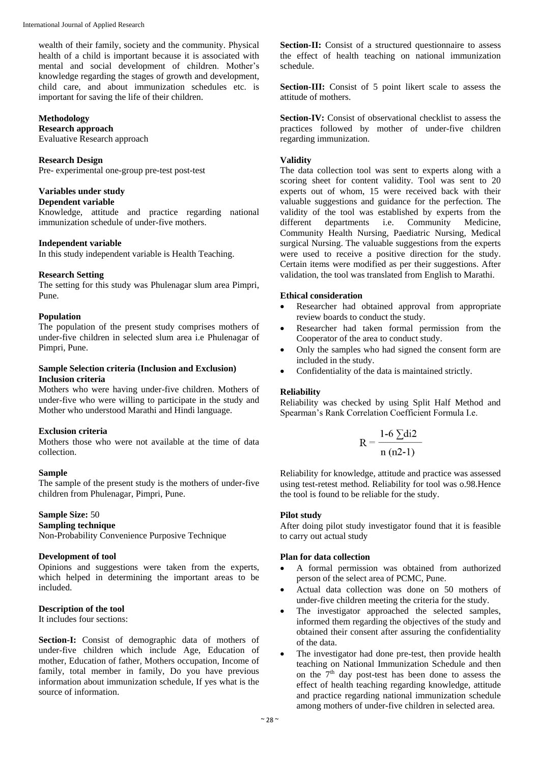wealth of their family, society and the community. Physical health of a child is important because it is associated with mental and social development of children. Mother's knowledge regarding the stages of growth and development, child care, and about immunization schedules etc. is important for saving the life of their children.

## Methodology

### Research approach

Evaluative Research approach

### Research Design

Pre- experimental one-group pre-test post-test

### Variables under study

**Dependent variable**

Knowledge, attitude and practice regarding national immunization schedule of under-five mothers.

**Independent variable**

In this study independent variable is Health Teaching.

### Research Setting

The setting for this study was Phulenagar slum area Pimpri, Pune.

### Population

The population of the present study comprises mothers of under-five children in selected slum area i.e Phulenagar of Pimpri, Pune.

### Sample Selection criteria (Inclusion and Exclusion)

**Inclusion criteria**

Mothers who were having under-five children. Mothers of under-five who were willing to participate in the study and Mother who understood Marathi and Hindi language.

**Exclusion criteria**

Mothers those who were not available at the time of data collection.

### Sample

The sample of the present study is the mothers of under-five children from Phulenagar, Pimpri, Pune.

**Sample Size:** 50

**Sampling technique**

Non-Probability Convenience Purposive Technique

### Development of tool

Opinions and suggestions were taken from the experts, which helped in determining the important areas to be included.

### Description of the tool

It includes four sections:

**Section-I:** Consist of demographic data of mothers of under-five children which include Age, Education of mother, Education of father, Mothers occupation, Income of family, total member in family, Do you have previous information about immunization schedule, If yes what is the source of information.

**Section-II:** Consist of a structured questionnaire to assess the effect of health teaching on national immunization schedule.

**Section-III:** Consist of 5 point likert scale to assess the attitude of mothers.

**Section-IV:** Consist of observational checklist to assess the practices followed by mother of under-five children regarding immunization.

### Validity

The data collection tool was sent to experts along with a scoring sheet for content validity. Tool was sent to 20 experts out of whom, 15 were received back with their valuable suggestions and guidance for the perfection. The validity of the tool was established by experts from the different departments i.e. Community Medicine, Community Health Nursing, Paediatric Nursing, Medical surgical Nursing. The valuable suggestions from the experts were used to receive a positive direction for the study. Certain items were modified as per their suggestions. After validation, the tool was translated from English to Marathi.

### Ethical consideration

- Researcher had obtained approval from appropriate review boards to conduct the study.
- Researcher had taken formal permission from the Cooperator of the area to conduct study.
- Only the samples who had signed the consent form are included in the study.
- Confidentiality of the data is maintained strictly.

### Reliability

Reliability was checked by using Split Half Method and Spearman's Rank Correlation Coefficient Formula I.e.

$$R = \frac{1\text{-}6 \sum di2}{n\ (n2\text{-}1)}$$

Reliability for knowledge, attitude and practice was assessed using test-retest method. Reliability for tool was o.98.Hence the tool is found to be reliable for the study.

### Pilot study

After doing pilot study investigator found that it is feasible to carry out actual study

### Plan for data collection

- A formal permission was obtained from authorized person of the select area of PCMC, Pune.
- Actual data collection was done on 50 mothers of under-five children meeting the criteria for the study.
- The investigator approached the selected samples, informed them regarding the objectives of the study and obtained their consent after assuring the confidentiality of the data.
- The investigator had done pre-test, then provide health teaching on National Immunization Schedule and then on the 7th day post-test has been done to assess the effect of health teaching regarding knowledge, attitude and practice regarding national immunization schedule among mothers of under-five children in selected area.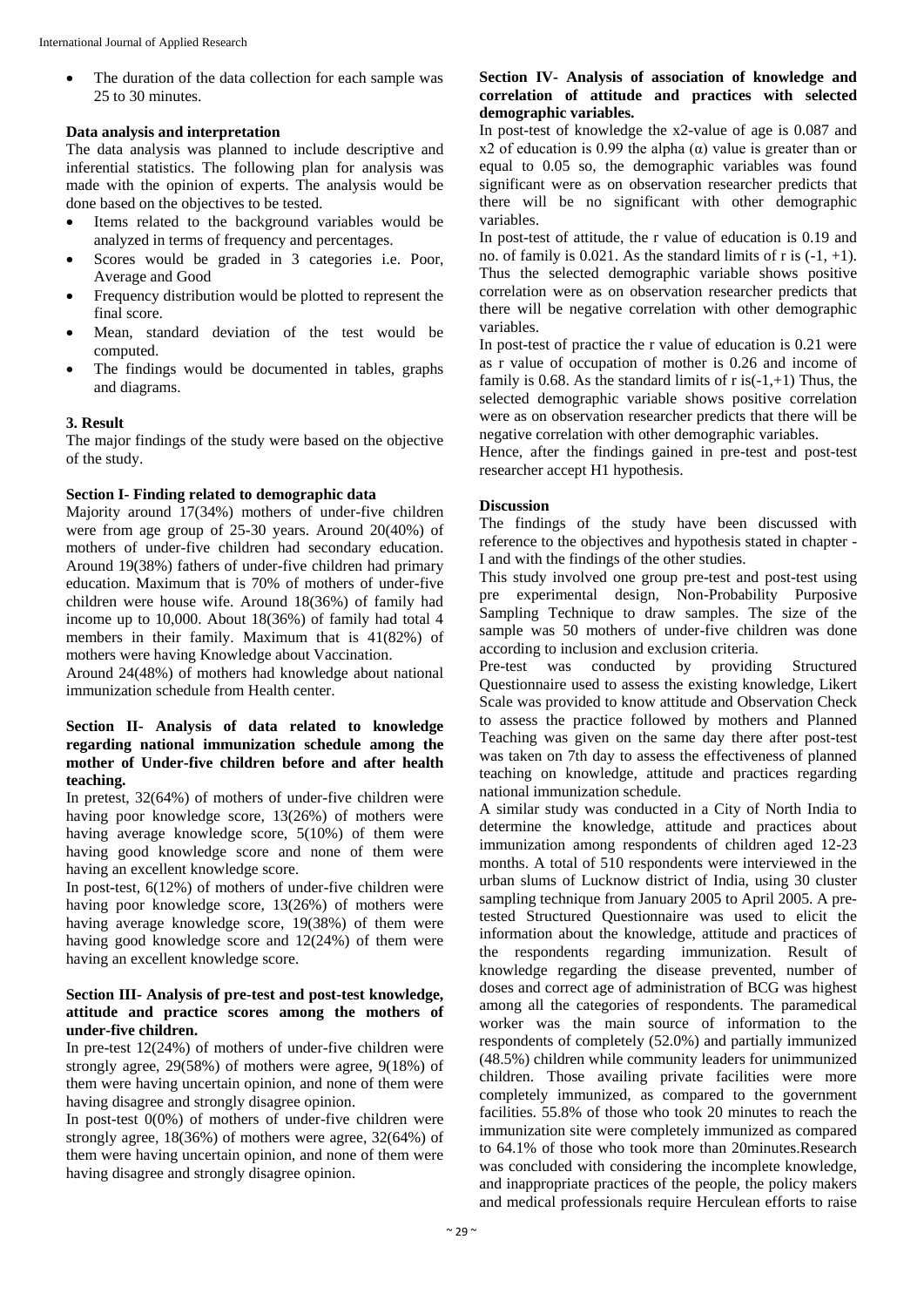- The duration of the data collection for each sample was 25 to 30 minutes.

**Data analysis and interpretation**

The data analysis was planned to include descriptive and inferential statistics. The following plan for analysis was made with the opinion of experts. The analysis would be done based on the objectives to be tested.

- Items related to the background variables would be analyzed in terms of frequency and percentages.
- Scores would be graded in 3 categories i.e. Poor, Average and Good
- Frequency distribution would be plotted to represent the final score.
- Mean, standard deviation of the test would be computed.
- The findings would be documented in tables, graphs and diagrams.

## 3. Result

The major findings of the study were based on the objective of the study.

**Section I- Finding related to demographic data**

Majority around 17(34%) mothers of under-five children were from age group of 25-30 years. Around 20(40%) of mothers of under-five children had secondary education. Around 19(38%) fathers of under-five children had primary education. Maximum that is 70% of mothers of under-five children were house wife. Around 18(36%) of family had income up to 10,000. About 18(36%) of family had total 4 members in their family. Maximum that is 41(82%) of mothers were having Knowledge about Vaccination.

Around 24(48%) of mothers had knowledge about national immunization schedule from Health center.

**Section II- Analysis of data related to knowledge regarding national immunization schedule among the mother of Under-five children before and after health teaching.**

In pretest, 32(64%) of mothers of under-five children were having poor knowledge score, 13(26%) of mothers were having average knowledge score, 5(10%) of them were having good knowledge score and none of them were having an excellent knowledge score.

In post-test, 6(12%) of mothers of under-five children were having poor knowledge score, 13(26%) of mothers were having average knowledge score, 19(38%) of them were having good knowledge score and 12(24%) of them were having an excellent knowledge score.

**Section III- Analysis of pre-test and post-test knowledge, attitude and practice scores among the mothers of under-five children.**

In pre-test 12(24%) of mothers of under-five children were strongly agree, 29(58%) of mothers were agree, 9(18%) of them were having uncertain opinion, and none of them were having disagree and strongly disagree opinion.

In post-test 0(0%) of mothers of under-five children were strongly agree, 18(36%) of mothers were agree, 32(64%) of them were having uncertain opinion, and none of them were having disagree and strongly disagree opinion.

**Section IV- Analysis of association of knowledge and correlation of attitude and practices with selected demographic variables.**

In post-test of knowledge the x2-value of age is 0.087 and x2 of education is 0.99 the alpha (α) value is greater than or equal to 0.05 so, the demographic variables was found significant were as on observation researcher predicts that there will be no significant with other demographic variables.

In post-test of attitude, the r value of education is 0.19 and no. of family is 0.021. As the standard limits of r is (-1, +1). Thus the selected demographic variable shows positive correlation were as on observation researcher predicts that there will be negative correlation with other demographic variables.

In post-test of practice the r value of education is 0.21 were as r value of occupation of mother is 0.26 and income of family is 0.68. As the standard limits of r is(-1,+1) Thus, the selected demographic variable shows positive correlation were as on observation researcher predicts that there will be negative correlation with other demographic variables.

Hence, after the findings gained in pre-test and post-test researcher accept H1 hypothesis.

**Discussion**

The findings of the study have been discussed with reference to the objectives and hypothesis stated in chapter - I and with the findings of the other studies.

This study involved one group pre-test and post-test using pre experimental design, Non-Probability Purposive Sampling Technique to draw samples. The size of the sample was 50 mothers of under-five children was done according to inclusion and exclusion criteria.

Pre-test was conducted by providing Structured Questionnaire used to assess the existing knowledge, Likert Scale was provided to know attitude and Observation Check to assess the practice followed by mothers and Planned Teaching was given on the same day there after post-test was taken on 7th day to assess the effectiveness of planned teaching on knowledge, attitude and practices regarding national immunization schedule.

A similar study was conducted in a City of North India to determine the knowledge, attitude and practices about immunization among respondents of children aged 12-23 months. A total of 510 respondents were interviewed in the urban slums of Lucknow district of India, using 30 cluster sampling technique from January 2005 to April 2005. A pre-tested Structured Questionnaire was used to elicit the information about the knowledge, attitude and practices of the respondents regarding immunization. Result of knowledge regarding the disease prevented, number of doses and correct age of administration of BCG was highest among all the categories of respondents. The paramedical worker was the main source of information to the respondents of completely (52.0%) and partially immunized (48.5%) children while community leaders for unimmunized children. Those availing private facilities were more completely immunized, as compared to the government facilities. 55.8% of those who took 20 minutes to reach the immunization site were completely immunized as compared to 64.1% of those who took more than 20minutes.Research was concluded with considering the incomplete knowledge, and inappropriate practices of the people, the policy makers and medical professionals require Herculean efforts to raise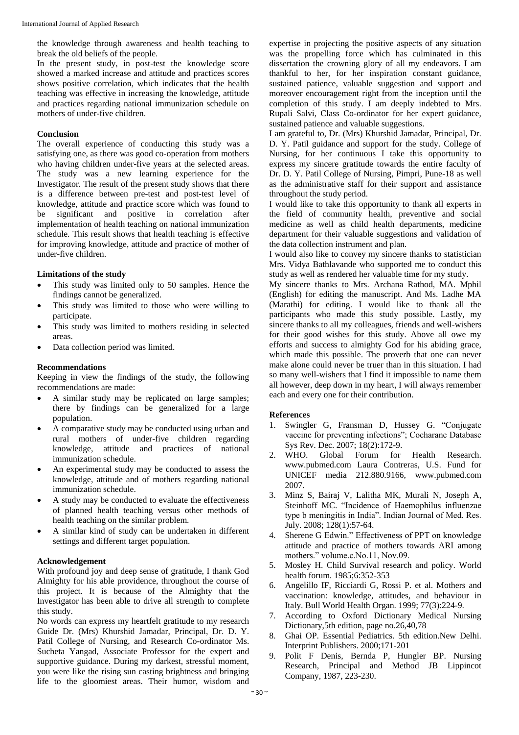the knowledge through awareness and health teaching to break the old beliefs of the people.

In the present study, in post-test the knowledge score showed a marked increase and attitude and practices scores shows positive correlation, which indicates that the health teaching was effective in increasing the knowledge, attitude and practices regarding national immunization schedule on mothers of under-five children.

### Conclusion

The overall experience of conducting this study was a satisfying one, as there was good co-operation from mothers who having children under-five years at the selected areas. The study was a new learning experience for the Investigator. The result of the present study shows that there is a difference between pre-test and post-test level of knowledge, attitude and practice score which was found to be significant and positive in correlation after implementation of health teaching on national immunization schedule. This result shows that health teaching is effective for improving knowledge, attitude and practice of mother of under-five children.

### Limitations of the study

- This study was limited only to 50 samples. Hence the findings cannot be generalized.
- This study was limited to those who were willing to participate.
- This study was limited to mothers residing in selected areas.
- Data collection period was limited.

### Recommendations

Keeping in view the findings of the study, the following recommendations are made:

- A similar study may be replicated on large samples; there by findings can be generalized for a large population.
- A comparative study may be conducted using urban and rural mothers of under-five children regarding knowledge, attitude and practices of national immunization schedule.
- An experimental study may be conducted to assess the knowledge, attitude and of mothers regarding national immunization schedule.
- A study may be conducted to evaluate the effectiveness of planned health teaching versus other methods of health teaching on the similar problem.
- A similar kind of study can be undertaken in different settings and different target population.

### Acknowledgement

With profound joy and deep sense of gratitude, I thank God Almighty for his able providence, throughout the course of this project. It is because of the Almighty that the Investigator has been able to drive all strength to complete this study.

No words can express my heartfelt gratitude to my research Guide Dr. (Mrs) Khurshid Jamadar, Principal, Dr. D. Y. Patil College of Nursing, and Research Co-ordinator Ms. Sucheta Yangad, Associate Professor for the expert and supportive guidance. During my darkest, stressful moment, you were like the rising sun casting brightness and bringing life to the gloomiest areas. Their humor, wisdom and expertise in projecting the positive aspects of any situation was the propelling force which has culminated in this dissertation the crowning glory of all my endeavors. I am thankful to her, for her inspiration constant guidance, sustained patience, valuable suggestion and support and moreover encouragement right from the inception until the completion of this study. I am deeply indebted to Mrs. Rupali Salvi, Class Co-ordinator for her expert guidance, sustained patience and valuable suggestions.

I am grateful to, Dr. (Mrs) Khurshid Jamadar, Principal, Dr. D. Y. Patil guidance and support for the study. College of Nursing, for her continuous I take this opportunity to express my sincere gratitude towards the entire faculty of Dr. D. Y. Patil College of Nursing, Pimpri, Pune-18 as well as the administrative staff for their support and assistance throughout the study period.

I would like to take this opportunity to thank all experts in the field of community health, preventive and social medicine as well as child health departments, medicine department for their valuable suggestions and validation of the data collection instrument and plan.

I would also like to convey my sincere thanks to statistician Mrs. Vidya Bathlavande who supported me to conduct this study as well as rendered her valuable time for my study.

My sincere thanks to Mrs. Archana Rathod, MA. Mphil (English) for editing the manuscript. And Ms. Ladhe MA (Marathi) for editing. I would like to thank all the participants who made this study possible. Lastly, my sincere thanks to all my colleagues, friends and well-wishers for their good wishes for this study. Above all owe my efforts and success to almighty God for his abiding grace, which made this possible. The proverb that one can never make alone could never be truer than in this situation. I had so many well-wishers that I find it impossible to name them all however, deep down in my heart, I will always remember each and every one for their contribution.

### References

1. Swingler G, Fransman D, Hussey G. "Conjugate vaccine for preventing infections"; Cocharane Database Sys Rev. Dec. 2007; 18(2):172-9.
2. WHO. Global Forum for Health Research. www.pubmed.com Laura Contreras, U.S. Fund for UNICEF media 212.880.9166, www.pubmed.com 2007.
3. Minz S, Bairaj V, Lalitha MK, Murali N, Joseph A, Steinhoff MC. "Incidence of Haemophilus influenzae type b meningitis in India". Indian Journal of Med. Res. July. 2008; 128(1):57-64.
4. Sherene G Edwin." Effectiveness of PPT on knowledge attitude and practice of mothers towards ARI among mothers." volume.c.No.11, Nov.09.
5. Mosley H. Child Survival research and policy. World health forum. 1985;6:352-353
6. Angelillo IF, Ricciardi G, Rossi P. et al. Mothers and vaccination: knowledge, attitudes, and behaviour in Italy. Bull World Health Organ. 1999; 77(3):224-9.
7. According to Oxford Dictionary Medical Nursing Dictionary,5th edition, page no.26,40,78
8. Ghai OP. Essential Pediatrics. 5th edition.New Delhi. Interprint Publishers. 2000;171-201
9. Polit F Denis, Bernda P, Hungler BP. Nursing Research, Principal and Method JB Lippincot Company, 1987, 223-230.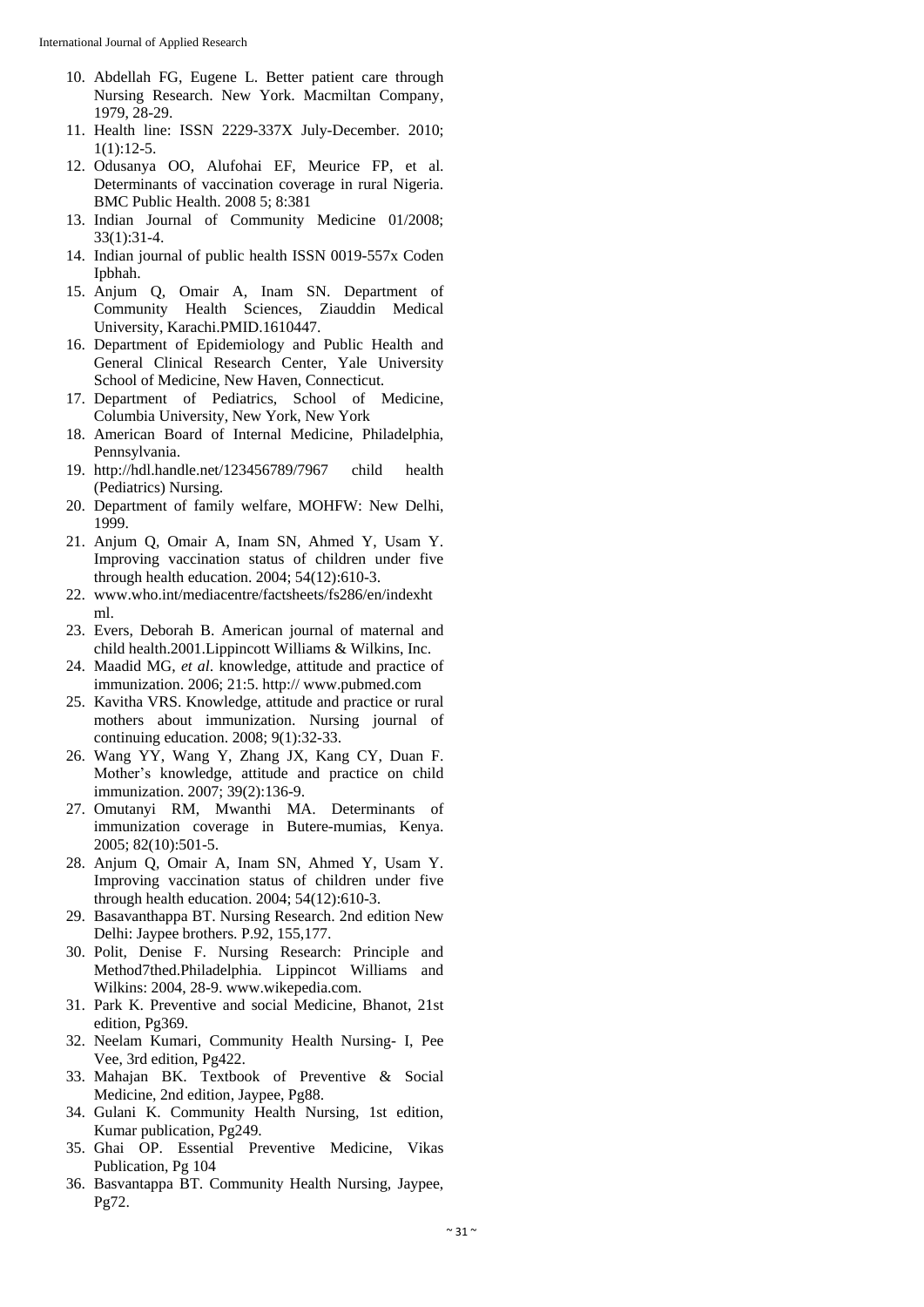10. Abdellah FG, Eugene L. Better patient care through Nursing Research. New York. Macmiltan Company, 1979, 28-29.
11. Health line: ISSN 2229-337X July-December. 2010; 1(1):12-5.
12. Odusanya OO, Alufohai EF, Meurice FP, et al. Determinants of vaccination coverage in rural Nigeria. BMC Public Health. 2008 5; 8:381
13. Indian Journal of Community Medicine 01/2008; 33(1):31-4.
14. Indian journal of public health ISSN 0019-557x Coden Ipbhah.
15. Anjum Q, Omair A, Inam SN. Department of Community Health Sciences, Ziauddin Medical University, Karachi.PMID.1610447.
16. Department of Epidemiology and Public Health and General Clinical Research Center, Yale University School of Medicine, New Haven, Connecticut.
17. Department of Pediatrics, School of Medicine, Columbia University, New York, New York
18. American Board of Internal Medicine, Philadelphia, Pennsylvania.
19. http://hdl.handle.net/123456789/7967 child health (Pediatrics) Nursing.
20. Department of family welfare, MOHFW: New Delhi, 1999.
21. Anjum Q, Omair A, Inam SN, Ahmed Y, Usam Y. Improving vaccination status of children under five through health education. 2004; 54(12):610-3.
22. www.who.int/mediacentre/factsheets/fs286/en/indexhtml.
23. Evers, Deborah B. American journal of maternal and child health.2001.Lippincott Williams & Wilkins, Inc.
24. Maadid MG, *et al*. knowledge, attitude and practice of immunization. 2006; 21:5. http:// www.pubmed.com
25. Kavitha VRS. Knowledge, attitude and practice or rural mothers about immunization. Nursing journal of continuing education. 2008; 9(1):32-33.
26. Wang YY, Wang Y, Zhang JX, Kang CY, Duan F. Mother's knowledge, attitude and practice on child immunization. 2007; 39(2):136-9.
27. Omutanyi RM, Mwanthi MA. Determinants of immunization coverage in Butere-mumias, Kenya. 2005; 82(10):501-5.
28. Anjum Q, Omair A, Inam SN, Ahmed Y, Usam Y. Improving vaccination status of children under five through health education. 2004; 54(12):610-3.
29. Basavanthappa BT. Nursing Research. 2nd edition New Delhi: Jaypee brothers. P.92, 155,177.
30. Polit, Denise F. Nursing Research: Principle and Method7thed.Philadelphia. Lippincot Williams and Wilkins: 2004, 28-9. www.wikepedia.com.
31. Park K. Preventive and social Medicine, Bhanot, 21st edition, Pg369.
32. Neelam Kumari, Community Health Nursing- I, Pee Vee, 3rd edition, Pg422.
33. Mahajan BK. Textbook of Preventive & Social Medicine, 2nd edition, Jaypee, Pg88.
34. Gulani K. Community Health Nursing, 1st edition, Kumar publication, Pg249.
35. Ghai OP. Essential Preventive Medicine, Vikas Publication, Pg 104
36. Basvantappa BT. Community Health Nursing, Jaypee, Pg72.